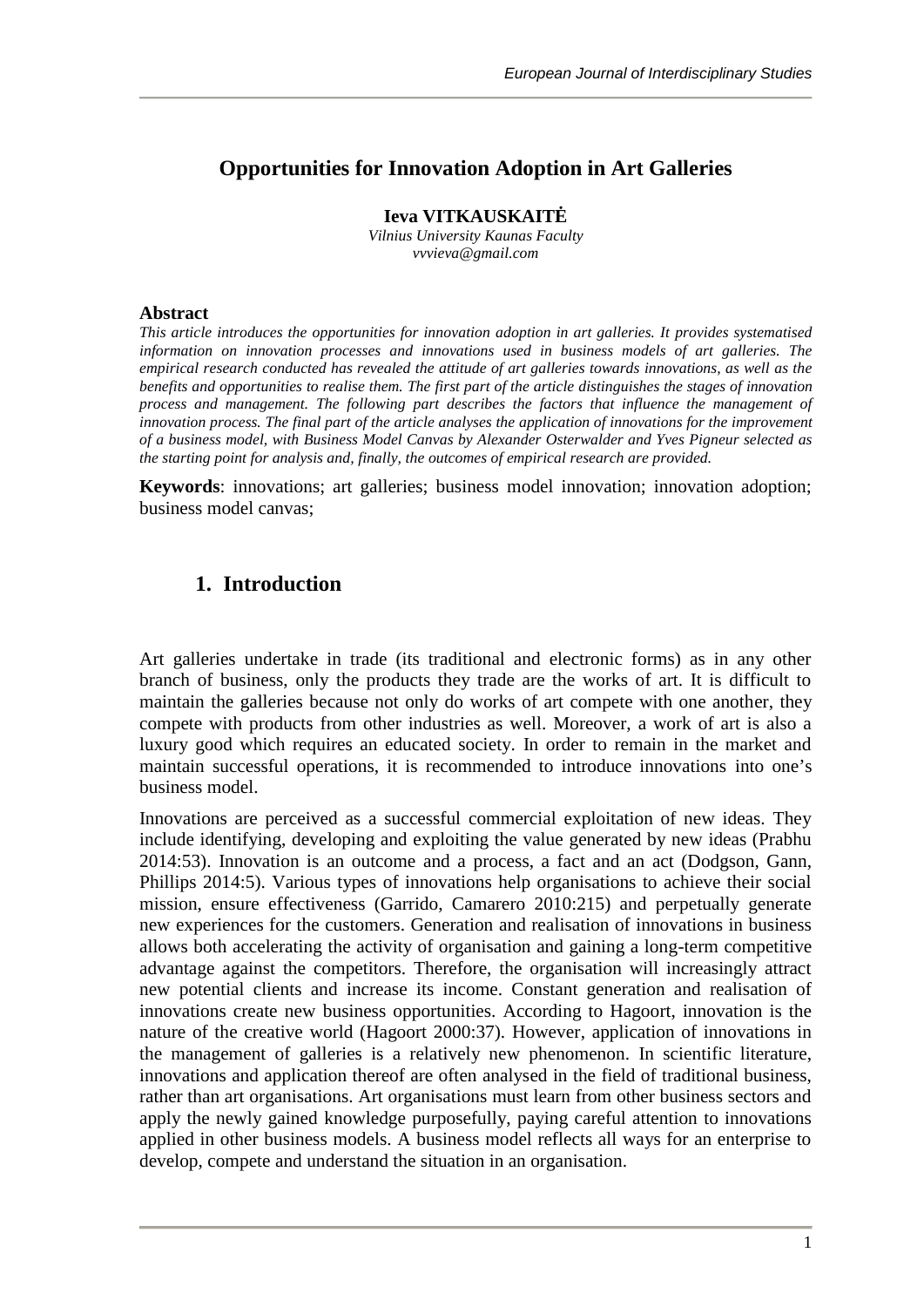# Opportunities for Innovation Adoption in Art Galleries

**Ieva VITKAUSKAITĖ**

*Vilnius University Kaunas Faculty*
*vvvieva@gmail.com*

**Abstract**

*This article introduces the opportunities for innovation adoption in art galleries. It provides systematised information on innovation processes and innovations used in business models of art galleries. The empirical research conducted has revealed the attitude of art galleries towards innovations, as well as the benefits and opportunities to realise them. The first part of the article distinguishes the stages of innovation process and management. The following part describes the factors that influence the management of innovation process. The final part of the article analyses the application of innovations for the improvement of a business model, with Business Model Canvas by Alexander Osterwalder and Yves Pigneur selected as the starting point for analysis and, finally, the outcomes of empirical research are provided.*

**Keywords**: innovations; art galleries; business model innovation; innovation adoption; business model canvas;

## 1. Introduction

Art galleries undertake in trade (its traditional and electronic forms) as in any other branch of business, only the products they trade are the works of art. It is difficult to maintain the galleries because not only do works of art compete with one another, they compete with products from other industries as well. Moreover, a work of art is also a luxury good which requires an educated society. In order to remain in the market and maintain successful operations, it is recommended to introduce innovations into one's business model.

Innovations are perceived as a successful commercial exploitation of new ideas. They include identifying, developing and exploiting the value generated by new ideas (Prabhu 2014:53). Innovation is an outcome and a process, a fact and an act (Dodgson, Gann, Phillips 2014:5). Various types of innovations help organisations to achieve their social mission, ensure effectiveness (Garrido, Camarero 2010:215) and perpetually generate new experiences for the customers. Generation and realisation of innovations in business allows both accelerating the activity of organisation and gaining a long-term competitive advantage against the competitors. Therefore, the organisation will increasingly attract new potential clients and increase its income. Constant generation and realisation of innovations create new business opportunities. According to Hagoort, innovation is the nature of the creative world (Hagoort 2000:37). However, application of innovations in the management of galleries is a relatively new phenomenon. In scientific literature, innovations and application thereof are often analysed in the field of traditional business, rather than art organisations. Art organisations must learn from other business sectors and apply the newly gained knowledge purposefully, paying careful attention to innovations applied in other business models. A business model reflects all ways for an enterprise to develop, compete and understand the situation in an organisation.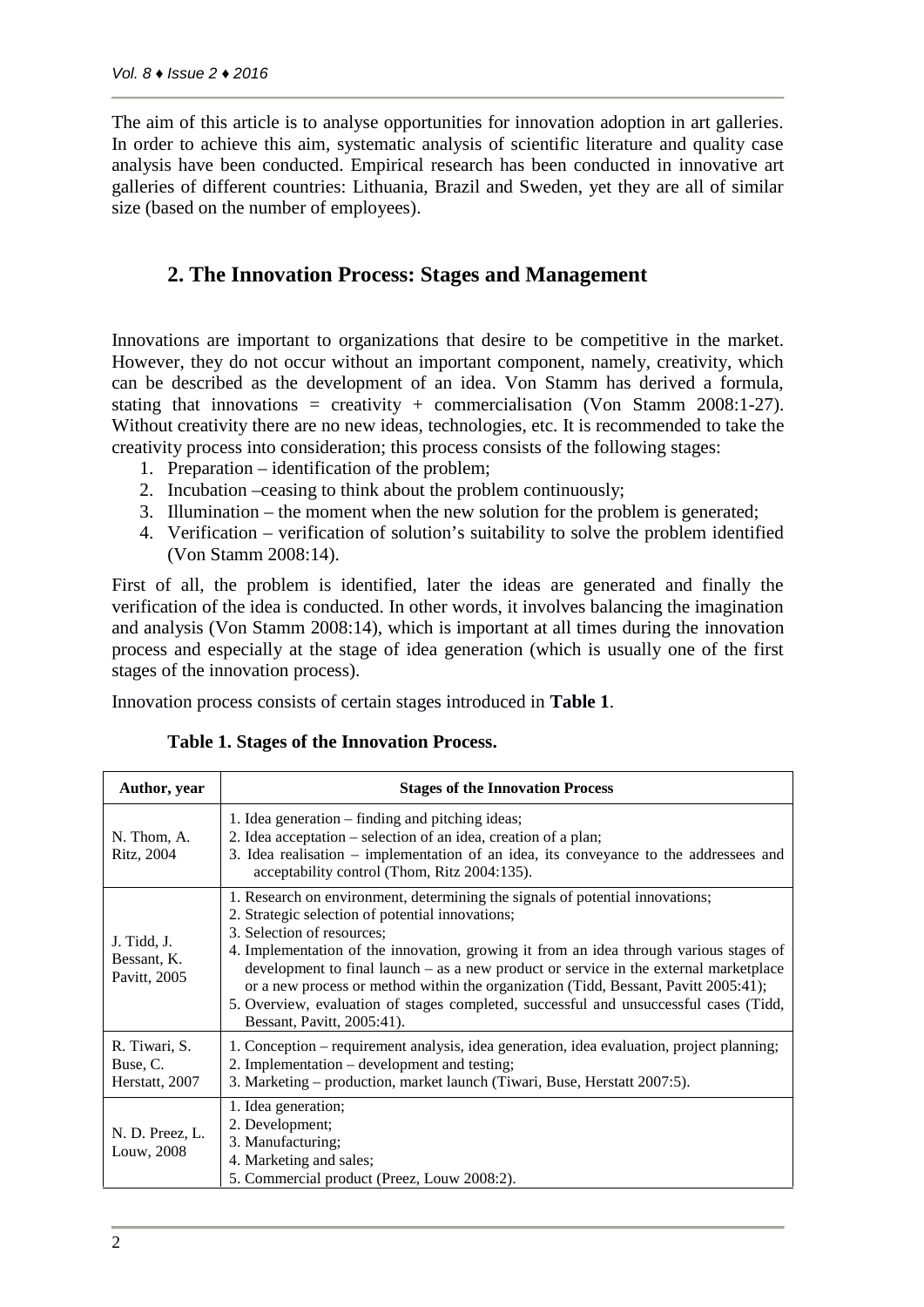The aim of this article is to analyse opportunities for innovation adoption in art galleries. In order to achieve this aim, systematic analysis of scientific literature and quality case analysis have been conducted. Empirical research has been conducted in innovative art galleries of different countries: Lithuania, Brazil and Sweden, yet they are all of similar size (based on the number of employees).

## 2. The Innovation Process: Stages and Management

Innovations are important to organizations that desire to be competitive in the market. However, they do not occur without an important component, namely, creativity, which can be described as the development of an idea. Von Stamm has derived a formula, stating that innovations = creativity + commercialisation (Von Stamm 2008:1-27). Without creativity there are no new ideas, technologies, etc. It is recommended to take the creativity process into consideration; this process consists of the following stages:

1. Preparation – identification of the problem;
2. Incubation –ceasing to think about the problem continuously;
3. Illumination – the moment when the new solution for the problem is generated;
4. Verification – verification of solution's suitability to solve the problem identified (Von Stamm 2008:14).

First of all, the problem is identified, later the ideas are generated and finally the verification of the idea is conducted. In other words, it involves balancing the imagination and analysis (Von Stamm 2008:14), which is important at all times during the innovation process and especially at the stage of idea generation (which is usually one of the first stages of the innovation process).

Innovation process consists of certain stages introduced in **Table 1**.

**Table 1. Stages of the Innovation Process.**

| Author, year | Stages of the Innovation Process |
|---|---|
| N. Thom, A. Ritz, 2004 | 1. Idea generation – finding and pitching ideas;<br>2. Idea acceptation – selection of an idea, creation of a plan;<br>3. Idea realisation – implementation of an idea, its conveyance to the addressees and acceptability control (Thom, Ritz 2004:135). |
| J. Tidd, J. Bessant, K. Pavitt, 2005 | 1. Research on environment, determining the signals of potential innovations;<br>2. Strategic selection of potential innovations;<br>3. Selection of resources;<br>4. Implementation of the innovation, growing it from an idea through various stages of development to final launch – as a new product or service in the external marketplace or a new process or method within the organization (Tidd, Bessant, Pavitt 2005:41);<br>5. Overview, evaluation of stages completed, successful and unsuccessful cases (Tidd, Bessant, Pavitt, 2005:41). |
| R. Tiwari, S. Buse, C. Herstatt, 2007 | 1. Conception – requirement analysis, idea generation, idea evaluation, project planning;<br>2. Implementation – development and testing;<br>3. Marketing – production, market launch (Tiwari, Buse, Herstatt 2007:5). |
| N. D. Preez, L. Louw, 2008 | 1. Idea generation;<br>2. Development;<br>3. Manufacturing;<br>4. Marketing and sales;<br>5. Commercial product (Preez, Louw 2008:2). |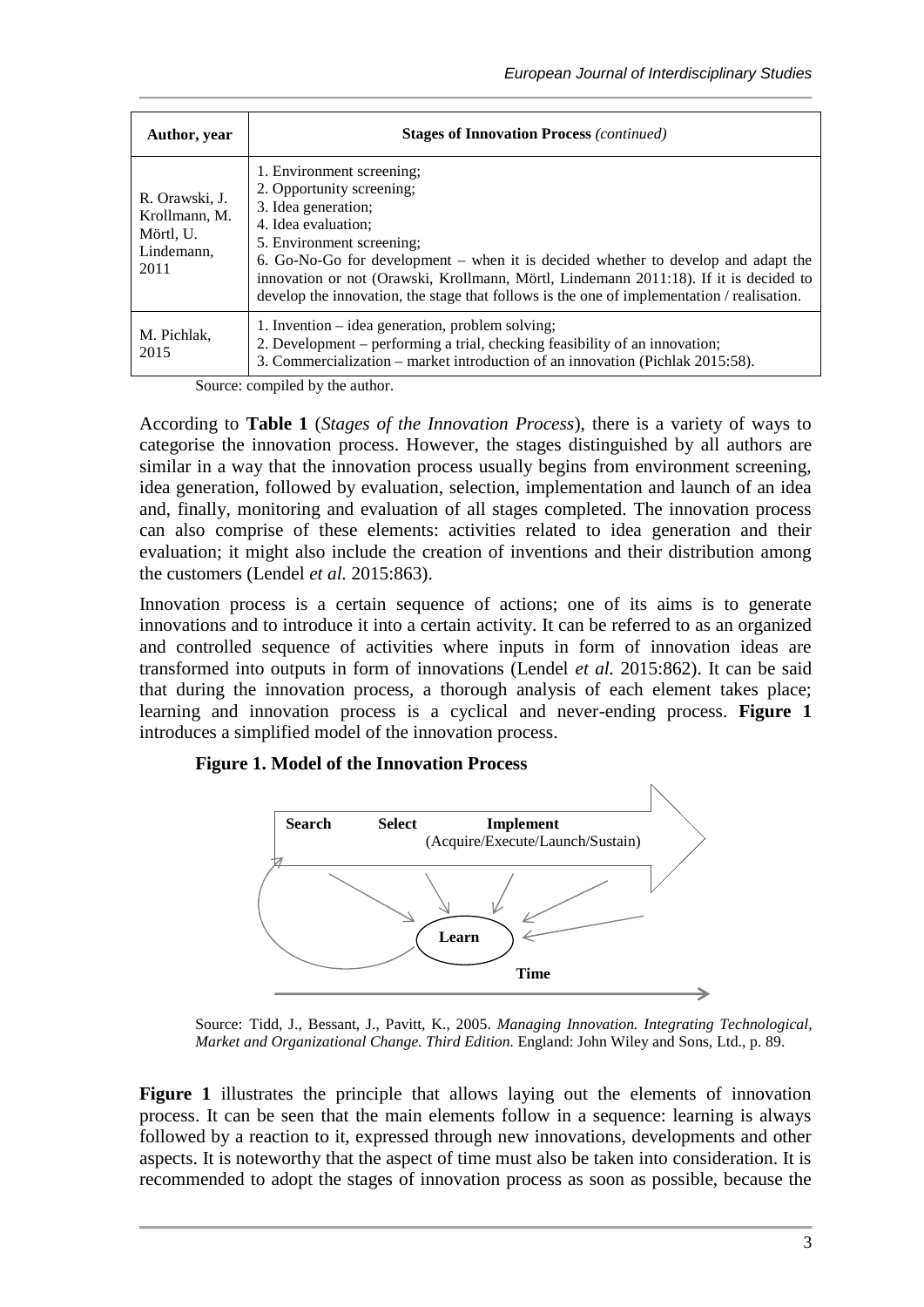| Author, year | Stages of Innovation Process *(continued)* |
|---|---|
| R. Orawski, J. Krollmann, M. Mörtl, U. Lindemann, 2011 | 1. Environment screening;<br>2. Opportunity screening;<br>3. Idea generation;<br>4. Idea evaluation;<br>5. Environment screening;<br>6. Go-No-Go for development – when it is decided whether to develop and adapt the innovation or not (Orawski, Krollmann, Mörtl, Lindemann 2011:18). If it is decided to develop the innovation, the stage that follows is the one of implementation / realisation. |
| M. Pichlak, 2015 | 1. Invention – idea generation, problem solving;<br>2. Development – performing a trial, checking feasibility of an innovation;<br>3. Commercialization – market introduction of an innovation (Pichlak 2015:58). |

Source: compiled by the author.

According to **Table 1** (*Stages of the Innovation Process*), there is a variety of ways to categorise the innovation process. However, the stages distinguished by all authors are similar in a way that the innovation process usually begins from environment screening, idea generation, followed by evaluation, selection, implementation and launch of an idea and, finally, monitoring and evaluation of all stages completed. The innovation process can also comprise of these elements: activities related to idea generation and their evaluation; it might also include the creation of inventions and their distribution among the customers (Lendel *et al.* 2015:863).

Innovation process is a certain sequence of actions; one of its aims is to generate innovations and to introduce it into a certain activity. It can be referred to as an organized and controlled sequence of activities where inputs in form of innovation ideas are transformed into outputs in form of innovations (Lendel *et al.* 2015:862). It can be said that during the innovation process, a thorough analysis of each element takes place; learning and innovation process is a cyclical and never-ending process. **Figure 1** introduces a simplified model of the innovation process.

**Figure 1. Model of the Innovation Process**

Search Select Implement (Acquire/Execute/Launch/Sustain)

Learn

Time

Source: Tidd, J., Bessant, J., Pavitt, K., 2005. *Managing Innovation. Integrating Technological, Market and Organizational Change. Third Edition.* England: John Wiley and Sons, Ltd., p. 89.

**Figure 1** illustrates the principle that allows laying out the elements of innovation process. It can be seen that the main elements follow in a sequence: learning is always followed by a reaction to it, expressed through new innovations, developments and other aspects. It is noteworthy that the aspect of time must also be taken into consideration. It is recommended to adopt the stages of innovation process as soon as possible, because the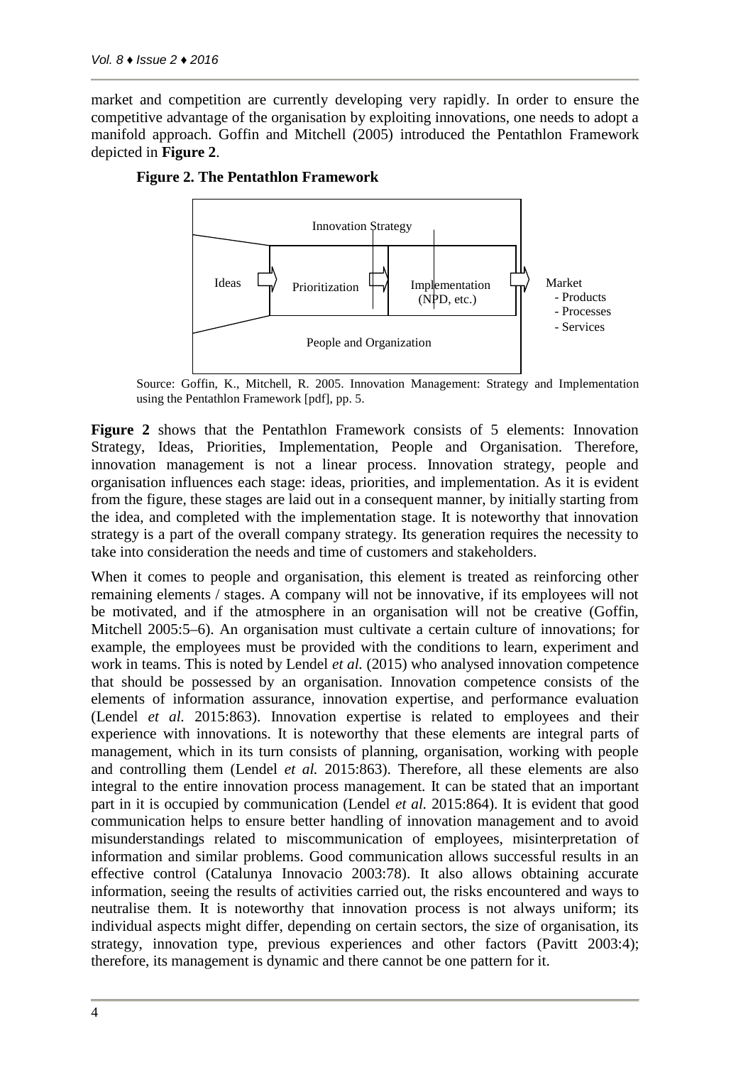market and competition are currently developing very rapidly. In order to ensure the competitive advantage of the organisation by exploiting innovations, one needs to adopt a manifold approach. Goffin and Mitchell (2005) introduced the Pentathlon Framework depicted in **Figure 2**.

**Figure 2. The Pentathlon Framework**

Innovation Strategy

Ideas → Prioritization → Implementation (NPD, etc.) → Market
- Products
- Processes
- Services

People and Organization

Source: Goffin, K., Mitchell, R. 2005. Innovation Management: Strategy and Implementation using the Pentathlon Framework [pdf], pp. 5.

**Figure 2** shows that the Pentathlon Framework consists of 5 elements: Innovation Strategy, Ideas, Priorities, Implementation, People and Organisation. Therefore, innovation management is not a linear process. Innovation strategy, people and organisation influences each stage: ideas, priorities, and implementation. As it is evident from the figure, these stages are laid out in a consequent manner, by initially starting from the idea, and completed with the implementation stage. It is noteworthy that innovation strategy is a part of the overall company strategy. Its generation requires the necessity to take into consideration the needs and time of customers and stakeholders.

When it comes to people and organisation, this element is treated as reinforcing other remaining elements / stages. A company will not be innovative, if its employees will not be motivated, and if the atmosphere in an organisation will not be creative (Goffin, Mitchell 2005:5–6). An organisation must cultivate a certain culture of innovations; for example, the employees must be provided with the conditions to learn, experiment and work in teams. This is noted by Lendel *et al.* (2015) who analysed innovation competence that should be possessed by an organisation. Innovation competence consists of the elements of information assurance, innovation expertise, and performance evaluation (Lendel *et al.* 2015:863). Innovation expertise is related to employees and their experience with innovations. It is noteworthy that these elements are integral parts of management, which in its turn consists of planning, organisation, working with people and controlling them (Lendel *et al.* 2015:863). Therefore, all these elements are also integral to the entire innovation process management. It can be stated that an important part in it is occupied by communication (Lendel *et al.* 2015:864). It is evident that good communication helps to ensure better handling of innovation management and to avoid misunderstandings related to miscommunication of employees, misinterpretation of information and similar problems. Good communication allows successful results in an effective control (Catalunya Innovacio 2003:78). It also allows obtaining accurate information, seeing the results of activities carried out, the risks encountered and ways to neutralise them. It is noteworthy that innovation process is not always uniform; its individual aspects might differ, depending on certain sectors, the size of organisation, its strategy, innovation type, previous experiences and other factors (Pavitt 2003:4); therefore, its management is dynamic and there cannot be one pattern for it.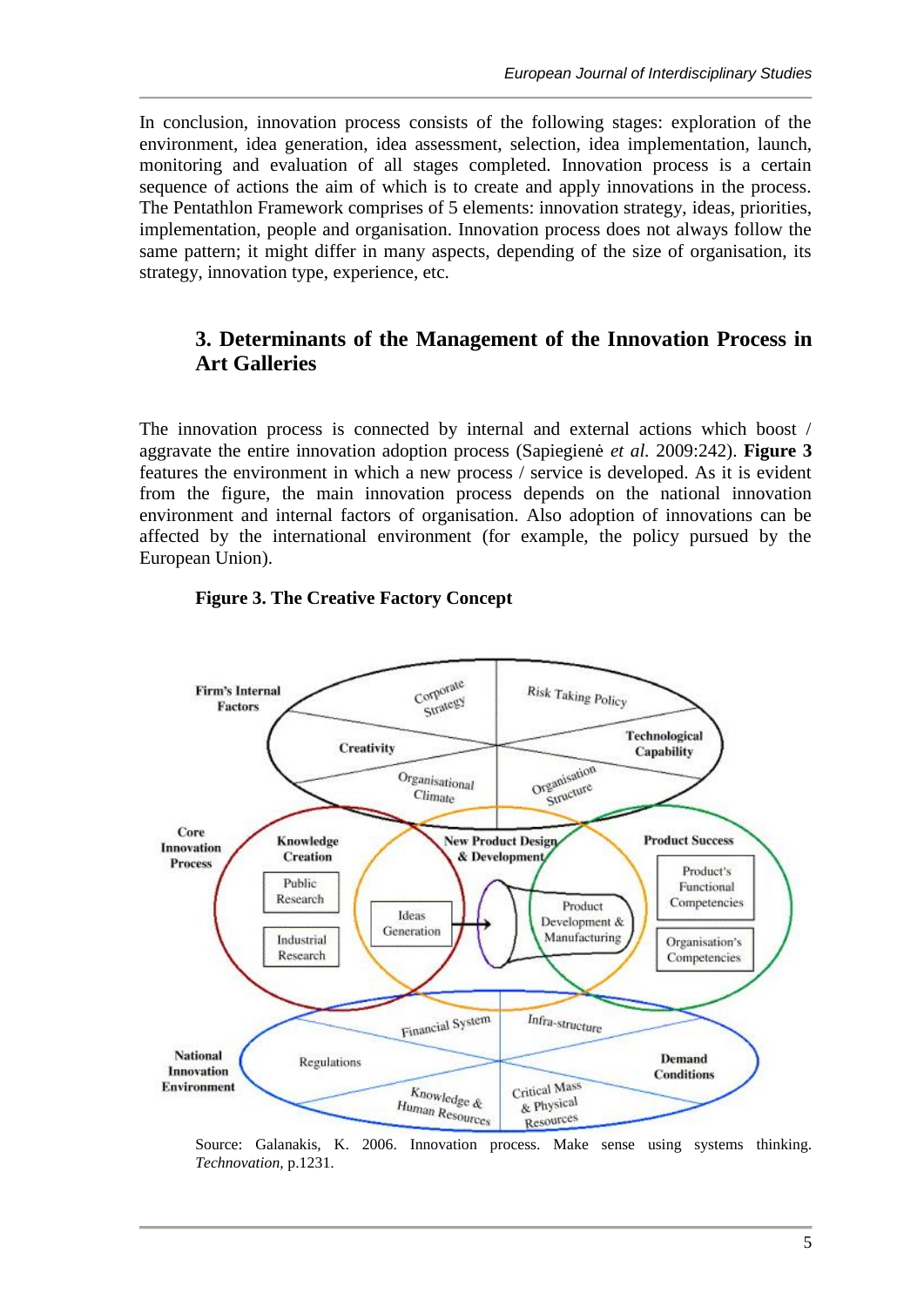In conclusion, innovation process consists of the following stages: exploration of the environment, idea generation, idea assessment, selection, idea implementation, launch, monitoring and evaluation of all stages completed. Innovation process is a certain sequence of actions the aim of which is to create and apply innovations in the process. The Pentathlon Framework comprises of 5 elements: innovation strategy, ideas, priorities, implementation, people and organisation. Innovation process does not always follow the same pattern; it might differ in many aspects, depending of the size of organisation, its strategy, innovation type, experience, etc.

## 3. Determinants of the Management of the Innovation Process in Art Galleries

The innovation process is connected by internal and external actions which boost / aggravate the entire innovation adoption process (Sapiegienė *et al.* 2009:242). **Figure 3** features the environment in which a new process / service is developed. As it is evident from the figure, the main innovation process depends on the national innovation environment and internal factors of organisation. Also adoption of innovations can be affected by the international environment (for example, the policy pursued by the European Union).

**Figure 3. The Creative Factory Concept**

Firm's Internal Factors: Corporate Strategy; Risk Taking Policy; Creativity; Technological Capability; Organisational Climate; Organisation Structure

Core Innovation Process: Knowledge Creation (Public Research; Industrial Research); Ideas Generation; New Product Design & Development (Product Development & Manufacturing); Product Success (Product's Functional Competencies; Organisation's Competencies)

National Innovation Environment: Financial System; Infra-structure; Regulations; Demand Conditions; Knowledge & Human Resources; Critical Mass & Physical Resources

Source: Galanakis, K. 2006. Innovation process. Make sense using systems thinking. *Technovation*, p.1231.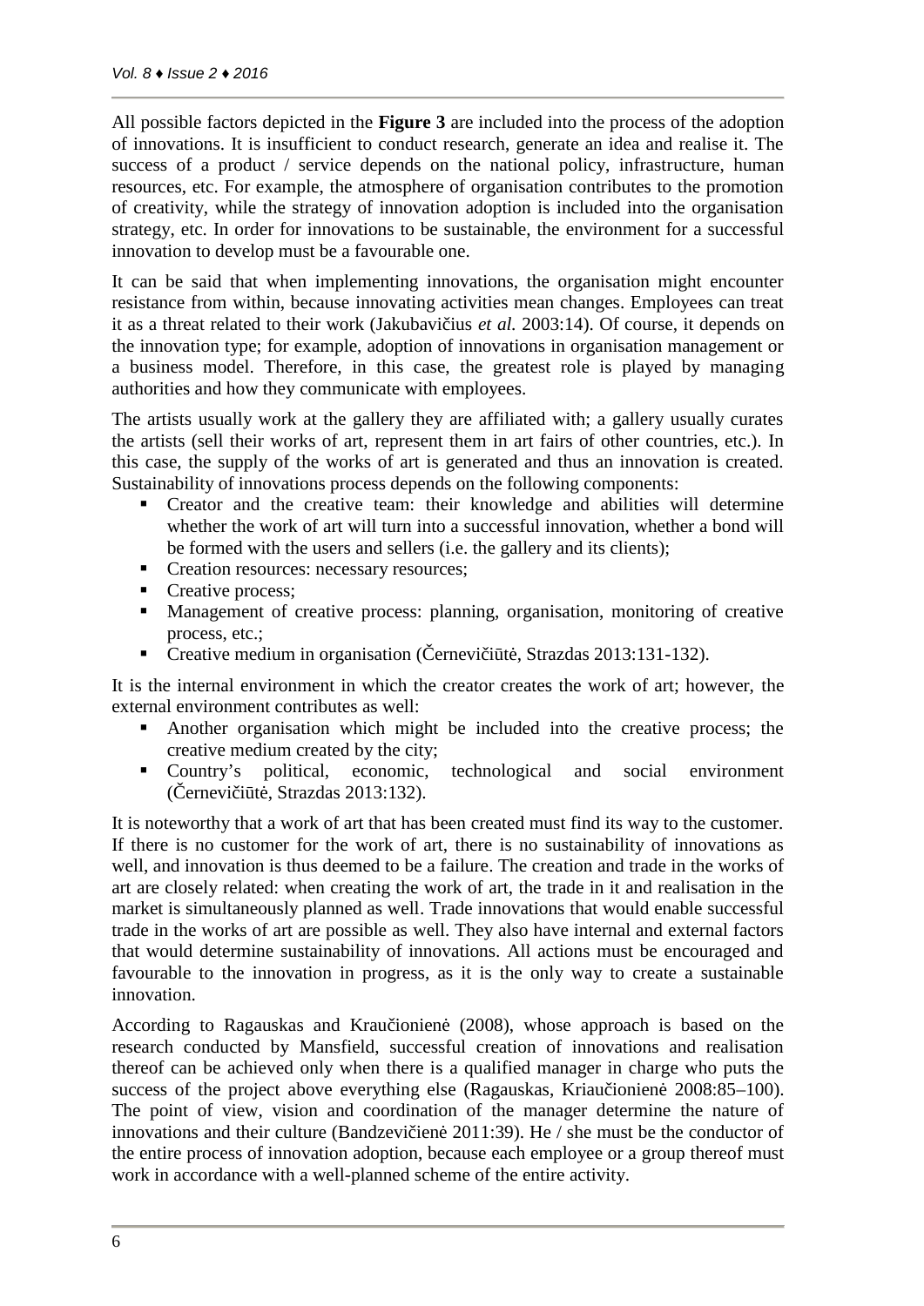All possible factors depicted in the **Figure 3** are included into the process of the adoption of innovations. It is insufficient to conduct research, generate an idea and realise it. The success of a product / service depends on the national policy, infrastructure, human resources, etc. For example, the atmosphere of organisation contributes to the promotion of creativity, while the strategy of innovation adoption is included into the organisation strategy, etc. In order for innovations to be sustainable, the environment for a successful innovation to develop must be a favourable one.

It can be said that when implementing innovations, the organisation might encounter resistance from within, because innovating activities mean changes. Employees can treat it as a threat related to their work (Jakubavičius *et al.* 2003:14). Of course, it depends on the innovation type; for example, adoption of innovations in organisation management or a business model. Therefore, in this case, the greatest role is played by managing authorities and how they communicate with employees.

The artists usually work at the gallery they are affiliated with; a gallery usually curates the artists (sell their works of art, represent them in art fairs of other countries, etc.). In this case, the supply of the works of art is generated and thus an innovation is created. Sustainability of innovations process depends on the following components:

- Creator and the creative team: their knowledge and abilities will determine whether the work of art will turn into a successful innovation, whether a bond will be formed with the users and sellers (i.e. the gallery and its clients);
- Creation resources: necessary resources;
- Creative process;
- Management of creative process: planning, organisation, monitoring of creative process, etc.;
- Creative medium in organisation (Černevičiūtė, Strazdas 2013:131-132).

It is the internal environment in which the creator creates the work of art; however, the external environment contributes as well:

- Another organisation which might be included into the creative process; the creative medium created by the city;
- Country's political, economic, technological and social environment (Černevičiūtė, Strazdas 2013:132).

It is noteworthy that a work of art that has been created must find its way to the customer. If there is no customer for the work of art, there is no sustainability of innovations as well, and innovation is thus deemed to be a failure. The creation and trade in the works of art are closely related: when creating the work of art, the trade in it and realisation in the market is simultaneously planned as well. Trade innovations that would enable successful trade in the works of art are possible as well. They also have internal and external factors that would determine sustainability of innovations. All actions must be encouraged and favourable to the innovation in progress, as it is the only way to create a sustainable innovation.

According to Ragauskas and Kraučionienė (2008), whose approach is based on the research conducted by Mansfield, successful creation of innovations and realisation thereof can be achieved only when there is a qualified manager in charge who puts the success of the project above everything else (Ragauskas, Kriaučionienė 2008:85–100). The point of view, vision and coordination of the manager determine the nature of innovations and their culture (Bandzevičienė 2011:39). He / she must be the conductor of the entire process of innovation adoption, because each employee or a group thereof must work in accordance with a well-planned scheme of the entire activity.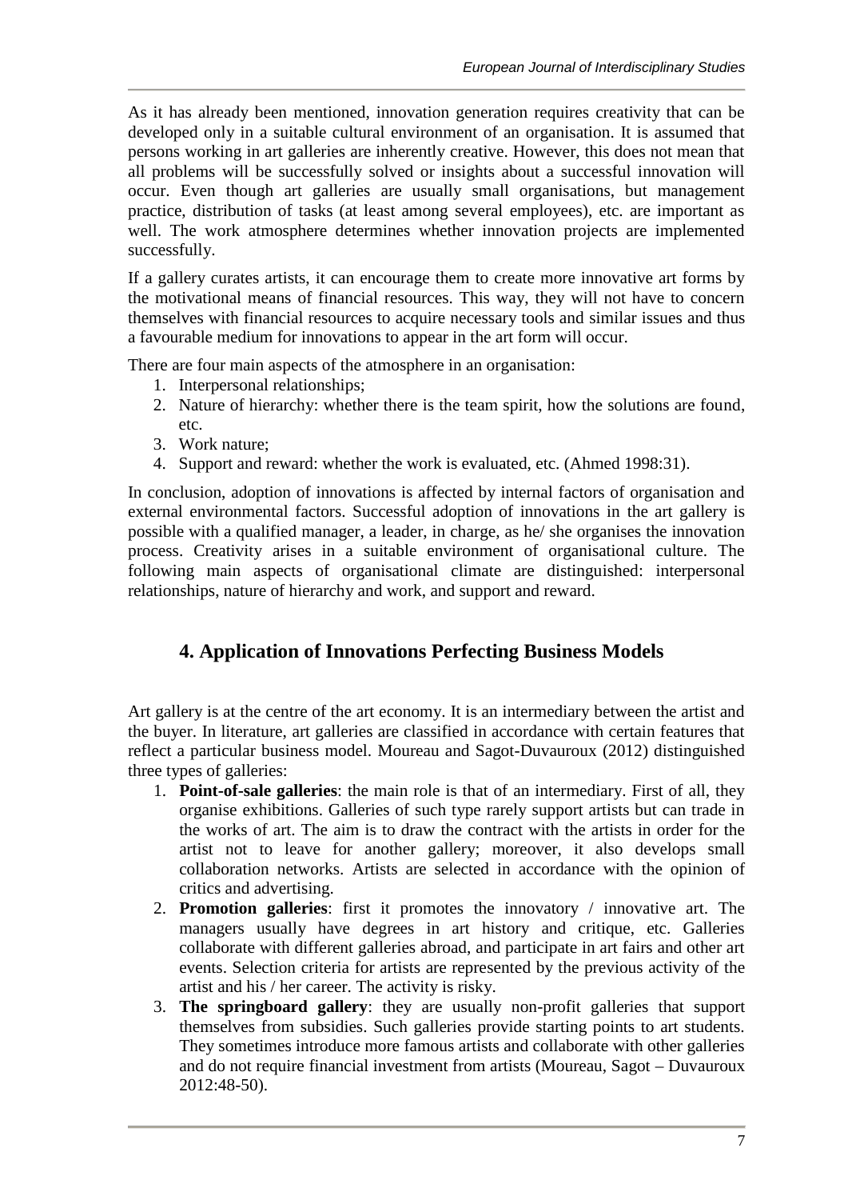As it has already been mentioned, innovation generation requires creativity that can be developed only in a suitable cultural environment of an organisation. It is assumed that persons working in art galleries are inherently creative. However, this does not mean that all problems will be successfully solved or insights about a successful innovation will occur. Even though art galleries are usually small organisations, but management practice, distribution of tasks (at least among several employees), etc. are important as well. The work atmosphere determines whether innovation projects are implemented successfully.

If a gallery curates artists, it can encourage them to create more innovative art forms by the motivational means of financial resources. This way, they will not have to concern themselves with financial resources to acquire necessary tools and similar issues and thus a favourable medium for innovations to appear in the art form will occur.

There are four main aspects of the atmosphere in an organisation:

1. Interpersonal relationships;
2. Nature of hierarchy: whether there is the team spirit, how the solutions are found, etc.
3. Work nature;
4. Support and reward: whether the work is evaluated, etc. (Ahmed 1998:31).

In conclusion, adoption of innovations is affected by internal factors of organisation and external environmental factors. Successful adoption of innovations in the art gallery is possible with a qualified manager, a leader, in charge, as he/ she organises the innovation process. Creativity arises in a suitable environment of organisational culture. The following main aspects of organisational climate are distinguished: interpersonal relationships, nature of hierarchy and work, and support and reward.

## 4. Application of Innovations Perfecting Business Models

Art gallery is at the centre of the art economy. It is an intermediary between the artist and the buyer. In literature, art galleries are classified in accordance with certain features that reflect a particular business model. Moureau and Sagot-Duvauroux (2012) distinguished three types of galleries:

1. **Point-of-sale galleries**: the main role is that of an intermediary. First of all, they organise exhibitions. Galleries of such type rarely support artists but can trade in the works of art. The aim is to draw the contract with the artists in order for the artist not to leave for another gallery; moreover, it also develops small collaboration networks. Artists are selected in accordance with the opinion of critics and advertising.
2. **Promotion galleries**: first it promotes the innovatory / innovative art. The managers usually have degrees in art history and critique, etc. Galleries collaborate with different galleries abroad, and participate in art fairs and other art events. Selection criteria for artists are represented by the previous activity of the artist and his / her career. The activity is risky.
3. **The springboard gallery**: they are usually non-profit galleries that support themselves from subsidies. Such galleries provide starting points to art students. They sometimes introduce more famous artists and collaborate with other galleries and do not require financial investment from artists (Moureau, Sagot – Duvauroux 2012:48-50).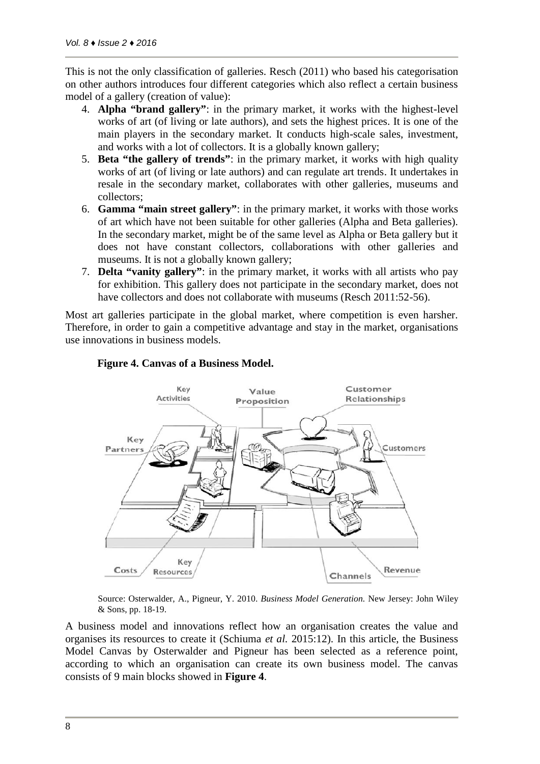This is not the only classification of galleries. Resch (2011) who based his categorisation on other authors introduces four different categories which also reflect a certain business model of a gallery (creation of value):

4. **Alpha "brand gallery"**: in the primary market, it works with the highest-level works of art (of living or late authors), and sets the highest prices. It is one of the main players in the secondary market. It conducts high-scale sales, investment, and works with a lot of collectors. It is a globally known gallery;
5. **Beta "the gallery of trends"**: in the primary market, it works with high quality works of art (of living or late authors) and can regulate art trends. It undertakes in resale in the secondary market, collaborates with other galleries, museums and collectors;
6. **Gamma "main street gallery"**: in the primary market, it works with those works of art which have not been suitable for other galleries (Alpha and Beta galleries). In the secondary market, might be of the same level as Alpha or Beta gallery but it does not have constant collectors, collaborations with other galleries and museums. It is not a globally known gallery;
7. **Delta "vanity gallery"**: in the primary market, it works with all artists who pay for exhibition. This gallery does not participate in the secondary market, does not have collectors and does not collaborate with museums (Resch 2011:52-56).

Most art galleries participate in the global market, where competition is even harsher. Therefore, in order to gain a competitive advantage and stay in the market, organisations use innovations in business models.

**Figure 4. Canvas of a Business Model.**

Source: Osterwalder, A., Pigneur, Y. 2010. *Business Model Generation.* New Jersey: John Wiley & Sons, pp. 18-19.

A business model and innovations reflect how an organisation creates the value and organises its resources to create it (Schiuma *et al.* 2015:12). In this article, the Business Model Canvas by Osterwalder and Pigneur has been selected as a reference point, according to which an organisation can create its own business model. The canvas consists of 9 main blocks showed in **Figure 4**.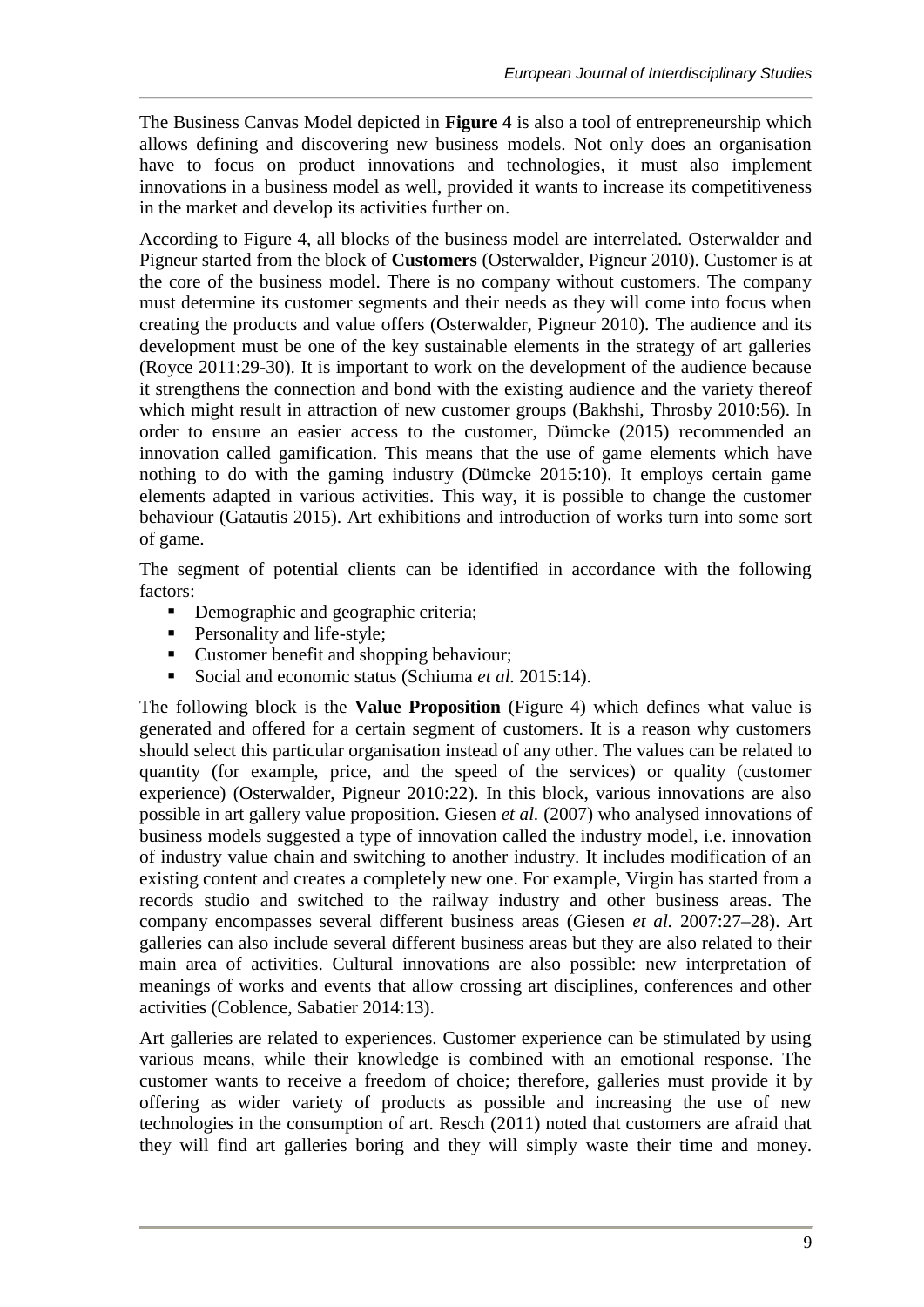The Business Canvas Model depicted in **Figure 4** is also a tool of entrepreneurship which allows defining and discovering new business models. Not only does an organisation have to focus on product innovations and technologies, it must also implement innovations in a business model as well, provided it wants to increase its competitiveness in the market and develop its activities further on.

According to Figure 4, all blocks of the business model are interrelated. Osterwalder and Pigneur started from the block of **Customers** (Osterwalder, Pigneur 2010). Customer is at the core of the business model. There is no company without customers. The company must determine its customer segments and their needs as they will come into focus when creating the products and value offers (Osterwalder, Pigneur 2010). The audience and its development must be one of the key sustainable elements in the strategy of art galleries (Royce 2011:29-30). It is important to work on the development of the audience because it strengthens the connection and bond with the existing audience and the variety thereof which might result in attraction of new customer groups (Bakhshi, Throsby 2010:56). In order to ensure an easier access to the customer, Dümcke (2015) recommended an innovation called gamification. This means that the use of game elements which have nothing to do with the gaming industry (Dümcke 2015:10). It employs certain game elements adapted in various activities. This way, it is possible to change the customer behaviour (Gatautis 2015). Art exhibitions and introduction of works turn into some sort of game.

The segment of potential clients can be identified in accordance with the following factors:

- Demographic and geographic criteria;
- Personality and life-style;
- Customer benefit and shopping behaviour;
- Social and economic status (Schiuma *et al.* 2015:14).

The following block is the **Value Proposition** (Figure 4) which defines what value is generated and offered for a certain segment of customers. It is a reason why customers should select this particular organisation instead of any other. The values can be related to quantity (for example, price, and the speed of the services) or quality (customer experience) (Osterwalder, Pigneur 2010:22). In this block, various innovations are also possible in art gallery value proposition. Giesen *et al.* (2007) who analysed innovations of business models suggested a type of innovation called the industry model, i.e. innovation of industry value chain and switching to another industry. It includes modification of an existing content and creates a completely new one. For example, Virgin has started from a records studio and switched to the railway industry and other business areas. The company encompasses several different business areas (Giesen *et al.* 2007:27–28). Art galleries can also include several different business areas but they are also related to their main area of activities. Cultural innovations are also possible: new interpretation of meanings of works and events that allow crossing art disciplines, conferences and other activities (Coblence, Sabatier 2014:13).

Art galleries are related to experiences. Customer experience can be stimulated by using various means, while their knowledge is combined with an emotional response. The customer wants to receive a freedom of choice; therefore, galleries must provide it by offering as wider variety of products as possible and increasing the use of new technologies in the consumption of art. Resch (2011) noted that customers are afraid that they will find art galleries boring and they will simply waste their time and money.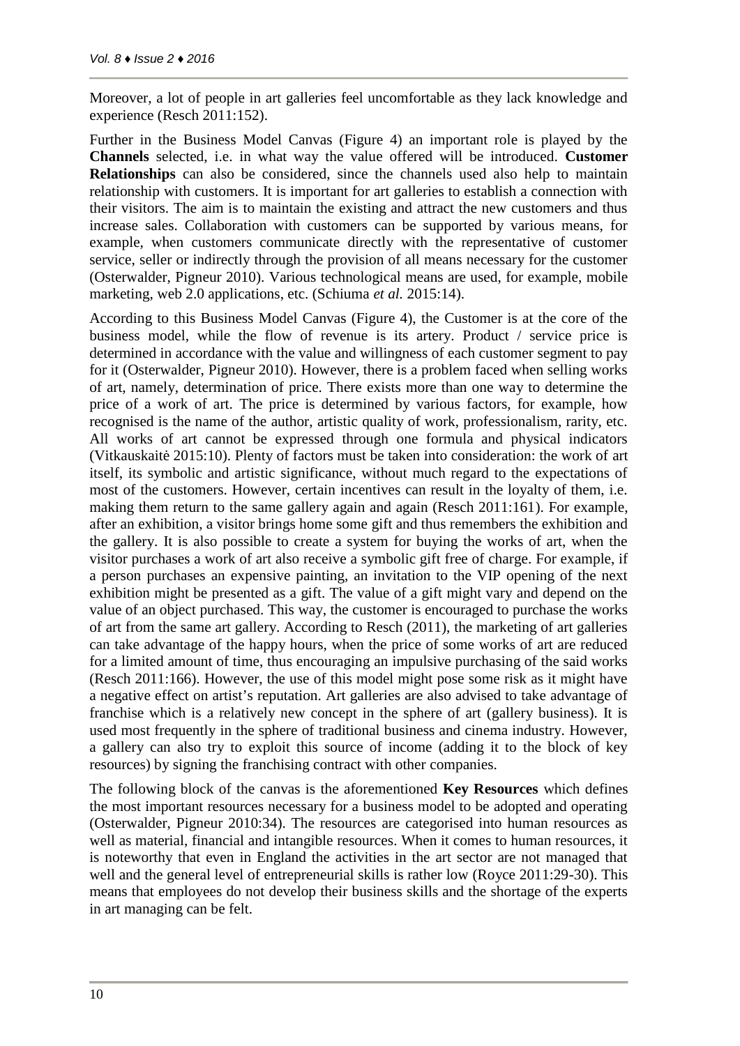Moreover, a lot of people in art galleries feel uncomfortable as they lack knowledge and experience (Resch 2011:152).

Further in the Business Model Canvas (Figure 4) an important role is played by the **Channels** selected, i.e. in what way the value offered will be introduced. **Customer Relationships** can also be considered, since the channels used also help to maintain relationship with customers. It is important for art galleries to establish a connection with their visitors. The aim is to maintain the existing and attract the new customers and thus increase sales. Collaboration with customers can be supported by various means, for example, when customers communicate directly with the representative of customer service, seller or indirectly through the provision of all means necessary for the customer (Osterwalder, Pigneur 2010). Various technological means are used, for example, mobile marketing, web 2.0 applications, etc. (Schiuma *et al.* 2015:14).

According to this Business Model Canvas (Figure 4), the Customer is at the core of the business model, while the flow of revenue is its artery. Product / service price is determined in accordance with the value and willingness of each customer segment to pay for it (Osterwalder, Pigneur 2010). However, there is a problem faced when selling works of art, namely, determination of price. There exists more than one way to determine the price of a work of art. The price is determined by various factors, for example, how recognised is the name of the author, artistic quality of work, professionalism, rarity, etc. All works of art cannot be expressed through one formula and physical indicators (Vitkauskaitė 2015:10). Plenty of factors must be taken into consideration: the work of art itself, its symbolic and artistic significance, without much regard to the expectations of most of the customers. However, certain incentives can result in the loyalty of them, i.e. making them return to the same gallery again and again (Resch 2011:161). For example, after an exhibition, a visitor brings home some gift and thus remembers the exhibition and the gallery. It is also possible to create a system for buying the works of art, when the visitor purchases a work of art also receive a symbolic gift free of charge. For example, if a person purchases an expensive painting, an invitation to the VIP opening of the next exhibition might be presented as a gift. The value of a gift might vary and depend on the value of an object purchased. This way, the customer is encouraged to purchase the works of art from the same art gallery. According to Resch (2011), the marketing of art galleries can take advantage of the happy hours, when the price of some works of art are reduced for a limited amount of time, thus encouraging an impulsive purchasing of the said works (Resch 2011:166). However, the use of this model might pose some risk as it might have a negative effect on artist's reputation. Art galleries are also advised to take advantage of franchise which is a relatively new concept in the sphere of art (gallery business). It is used most frequently in the sphere of traditional business and cinema industry. However, a gallery can also try to exploit this source of income (adding it to the block of key resources) by signing the franchising contract with other companies.

The following block of the canvas is the aforementioned **Key Resources** which defines the most important resources necessary for a business model to be adopted and operating (Osterwalder, Pigneur 2010:34). The resources are categorised into human resources as well as material, financial and intangible resources. When it comes to human resources, it is noteworthy that even in England the activities in the art sector are not managed that well and the general level of entrepreneurial skills is rather low (Royce 2011:29-30). This means that employees do not develop their business skills and the shortage of the experts in art managing can be felt.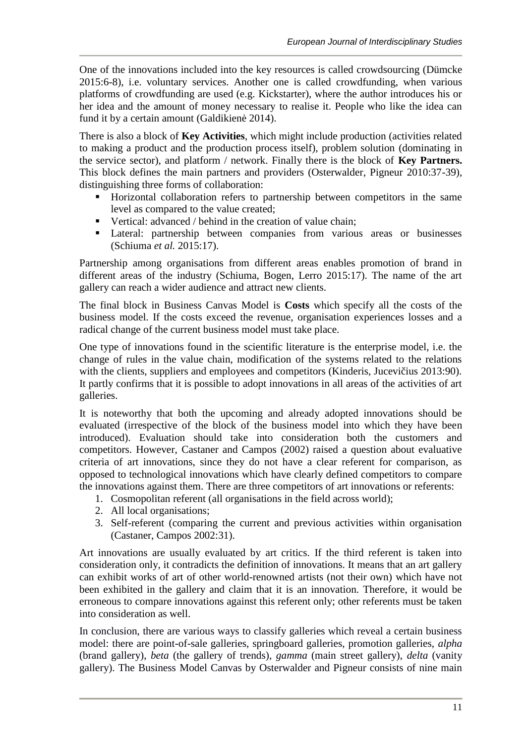One of the innovations included into the key resources is called crowdsourcing (Dümcke 2015:6-8), i.e. voluntary services. Another one is called crowdfunding, when various platforms of crowdfunding are used (e.g. Kickstarter), where the author introduces his or her idea and the amount of money necessary to realise it. People who like the idea can fund it by a certain amount (Galdikienė 2014).

There is also a block of **Key Activities**, which might include production (activities related to making a product and the production process itself), problem solution (dominating in the service sector), and platform / network. Finally there is the block of **Key Partners.** This block defines the main partners and providers (Osterwalder, Pigneur 2010:37-39), distinguishing three forms of collaboration:

- Horizontal collaboration refers to partnership between competitors in the same level as compared to the value created;
- Vertical: advanced / behind in the creation of value chain;
- Lateral: partnership between companies from various areas or businesses (Schiuma *et al.* 2015:17).

Partnership among organisations from different areas enables promotion of brand in different areas of the industry (Schiuma, Bogen, Lerro 2015:17). The name of the art gallery can reach a wider audience and attract new clients.

The final block in Business Canvas Model is **Costs** which specify all the costs of the business model. If the costs exceed the revenue, organisation experiences losses and a radical change of the current business model must take place.

One type of innovations found in the scientific literature is the enterprise model, i.e. the change of rules in the value chain, modification of the systems related to the relations with the clients, suppliers and employees and competitors (Kinderis, Jucevičius 2013:90). It partly confirms that it is possible to adopt innovations in all areas of the activities of art galleries.

It is noteworthy that both the upcoming and already adopted innovations should be evaluated (irrespective of the block of the business model into which they have been introduced). Evaluation should take into consideration both the customers and competitors. However, Castaner and Campos (2002) raised a question about evaluative criteria of art innovations, since they do not have a clear referent for comparison, as opposed to technological innovations which have clearly defined competitors to compare the innovations against them. There are three competitors of art innovations or referents:

1. Cosmopolitan referent (all organisations in the field across world);
2. All local organisations;
3. Self-referent (comparing the current and previous activities within organisation (Castaner, Campos 2002:31).

Art innovations are usually evaluated by art critics. If the third referent is taken into consideration only, it contradicts the definition of innovations. It means that an art gallery can exhibit works of art of other world-renowned artists (not their own) which have not been exhibited in the gallery and claim that it is an innovation. Therefore, it would be erroneous to compare innovations against this referent only; other referents must be taken into consideration as well.

In conclusion, there are various ways to classify galleries which reveal a certain business model: there are point-of-sale galleries, springboard galleries, promotion galleries, *alpha* (brand gallery), *beta* (the gallery of trends), *gamma* (main street gallery), *delta* (vanity gallery). The Business Model Canvas by Osterwalder and Pigneur consists of nine main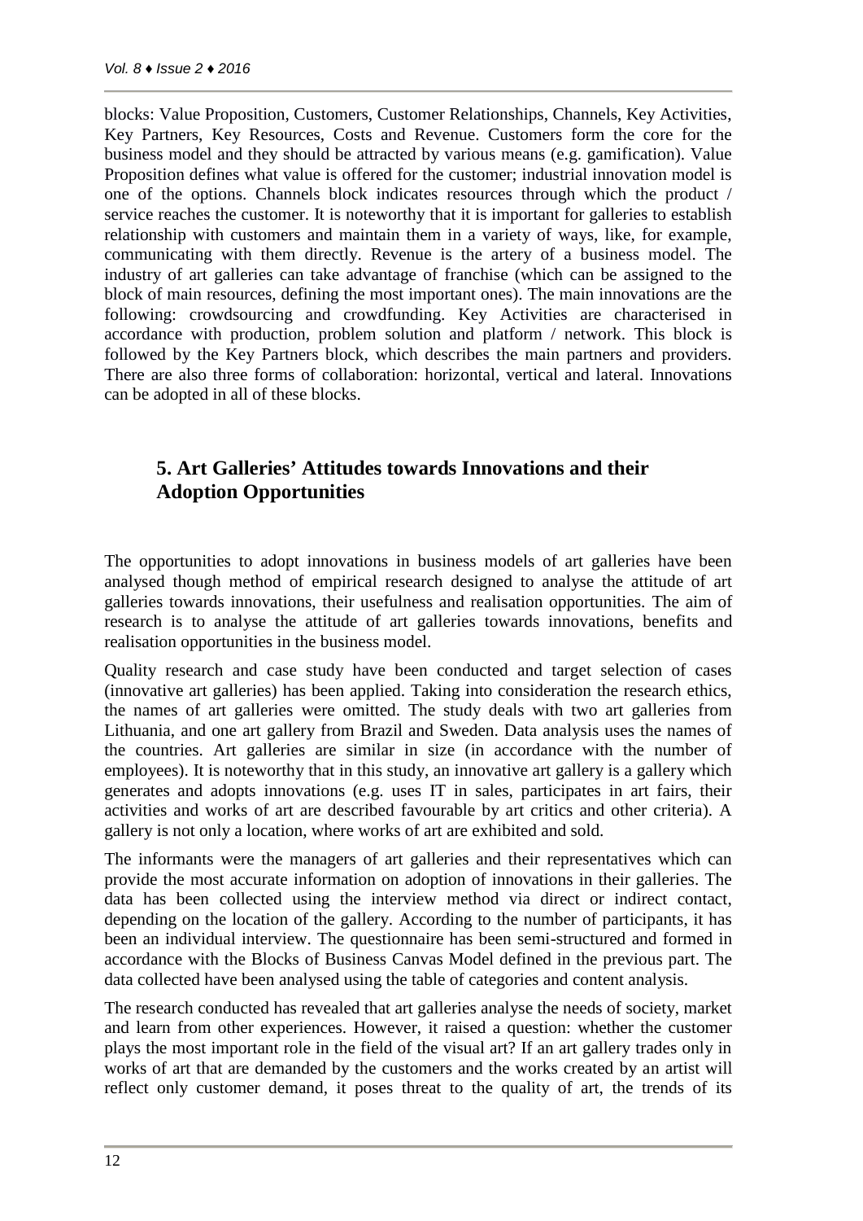blocks: Value Proposition, Customers, Customer Relationships, Channels, Key Activities, Key Partners, Key Resources, Costs and Revenue. Customers form the core for the business model and they should be attracted by various means (e.g. gamification). Value Proposition defines what value is offered for the customer; industrial innovation model is one of the options. Channels block indicates resources through which the product / service reaches the customer. It is noteworthy that it is important for galleries to establish relationship with customers and maintain them in a variety of ways, like, for example, communicating with them directly. Revenue is the artery of a business model. The industry of art galleries can take advantage of franchise (which can be assigned to the block of main resources, defining the most important ones). The main innovations are the following: crowdsourcing and crowdfunding. Key Activities are characterised in accordance with production, problem solution and platform / network. This block is followed by the Key Partners block, which describes the main partners and providers. There are also three forms of collaboration: horizontal, vertical and lateral. Innovations can be adopted in all of these blocks.

## 5. Art Galleries' Attitudes towards Innovations and their Adoption Opportunities

The opportunities to adopt innovations in business models of art galleries have been analysed though method of empirical research designed to analyse the attitude of art galleries towards innovations, their usefulness and realisation opportunities. The aim of research is to analyse the attitude of art galleries towards innovations, benefits and realisation opportunities in the business model.

Quality research and case study have been conducted and target selection of cases (innovative art galleries) has been applied. Taking into consideration the research ethics, the names of art galleries were omitted. The study deals with two art galleries from Lithuania, and one art gallery from Brazil and Sweden. Data analysis uses the names of the countries. Art galleries are similar in size (in accordance with the number of employees). It is noteworthy that in this study, an innovative art gallery is a gallery which generates and adopts innovations (e.g. uses IT in sales, participates in art fairs, their activities and works of art are described favourable by art critics and other criteria). A gallery is not only a location, where works of art are exhibited and sold.

The informants were the managers of art galleries and their representatives which can provide the most accurate information on adoption of innovations in their galleries. The data has been collected using the interview method via direct or indirect contact, depending on the location of the gallery. According to the number of participants, it has been an individual interview. The questionnaire has been semi-structured and formed in accordance with the Blocks of Business Canvas Model defined in the previous part. The data collected have been analysed using the table of categories and content analysis.

The research conducted has revealed that art galleries analyse the needs of society, market and learn from other experiences. However, it raised a question: whether the customer plays the most important role in the field of the visual art? If an art gallery trades only in works of art that are demanded by the customers and the works created by an artist will reflect only customer demand, it poses threat to the quality of art, the trends of its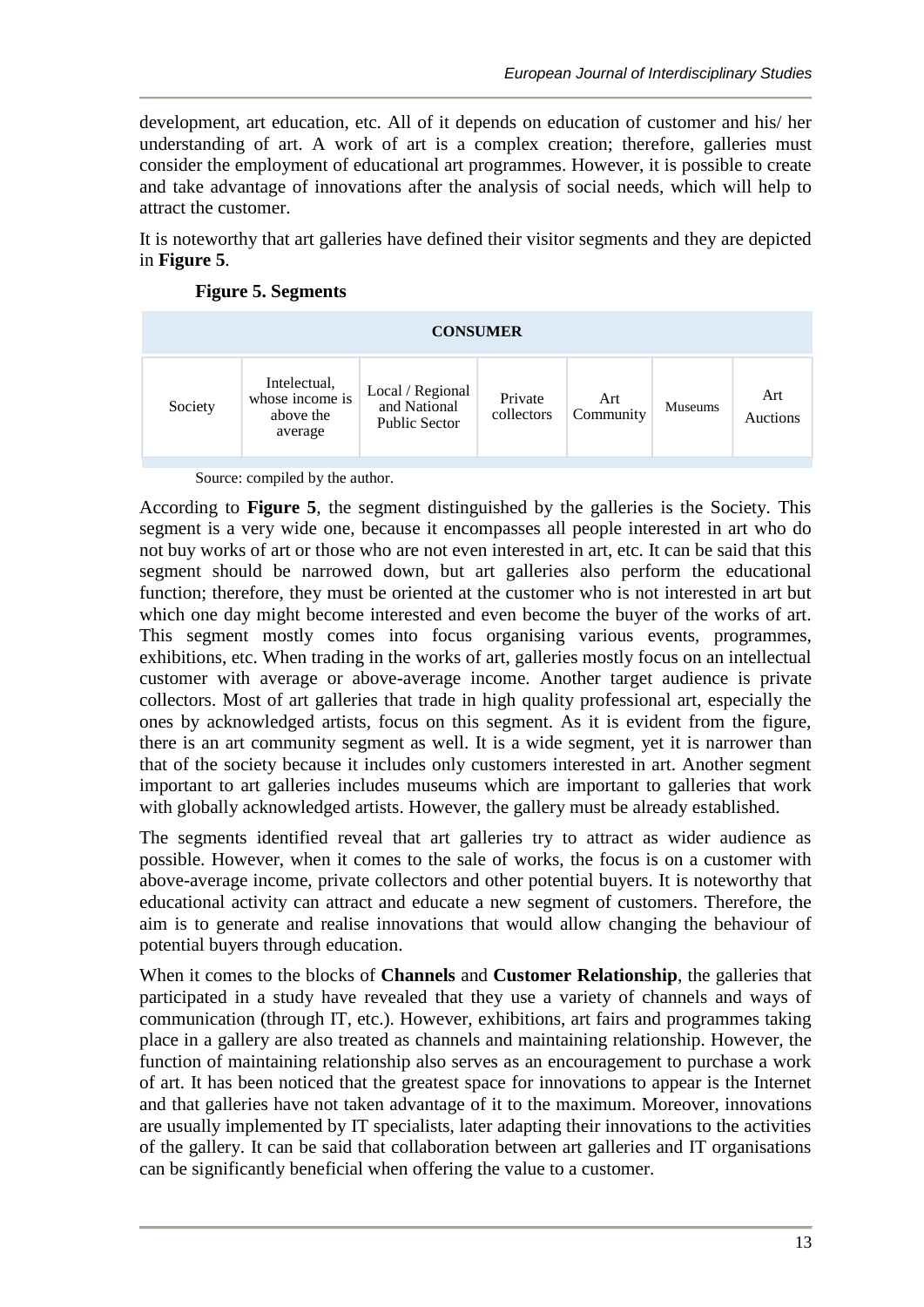development, art education, etc. All of it depends on education of customer and his/ her understanding of art. A work of art is a complex creation; therefore, galleries must consider the employment of educational art programmes. However, it is possible to create and take advantage of innovations after the analysis of social needs, which will help to attract the customer.

It is noteworthy that art galleries have defined their visitor segments and they are depicted in **Figure 5**.

**Figure 5. Segments**

| CONSUMER | | | | | | |
|---|---|---|---|---|---|---|
| Society | Intelectual, whose income is above the average | Local / Regional and National Public Sector | Private collectors | Art Community | Museums | Art Auctions |

Source: compiled by the author.

According to **Figure 5**, the segment distinguished by the galleries is the Society. This segment is a very wide one, because it encompasses all people interested in art who do not buy works of art or those who are not even interested in art, etc. It can be said that this segment should be narrowed down, but art galleries also perform the educational function; therefore, they must be oriented at the customer who is not interested in art but which one day might become interested and even become the buyer of the works of art. This segment mostly comes into focus organising various events, programmes, exhibitions, etc. When trading in the works of art, galleries mostly focus on an intellectual customer with average or above-average income. Another target audience is private collectors. Most of art galleries that trade in high quality professional art, especially the ones by acknowledged artists, focus on this segment. As it is evident from the figure, there is an art community segment as well. It is a wide segment, yet it is narrower than that of the society because it includes only customers interested in art. Another segment important to art galleries includes museums which are important to galleries that work with globally acknowledged artists. However, the gallery must be already established.

The segments identified reveal that art galleries try to attract as wider audience as possible. However, when it comes to the sale of works, the focus is on a customer with above-average income, private collectors and other potential buyers. It is noteworthy that educational activity can attract and educate a new segment of customers. Therefore, the aim is to generate and realise innovations that would allow changing the behaviour of potential buyers through education.

When it comes to the blocks of **Channels** and **Customer Relationship**, the galleries that participated in a study have revealed that they use a variety of channels and ways of communication (through IT, etc.). However, exhibitions, art fairs and programmes taking place in a gallery are also treated as channels and maintaining relationship. However, the function of maintaining relationship also serves as an encouragement to purchase a work of art. It has been noticed that the greatest space for innovations to appear is the Internet and that galleries have not taken advantage of it to the maximum. Moreover, innovations are usually implemented by IT specialists, later adapting their innovations to the activities of the gallery. It can be said that collaboration between art galleries and IT organisations can be significantly beneficial when offering the value to a customer.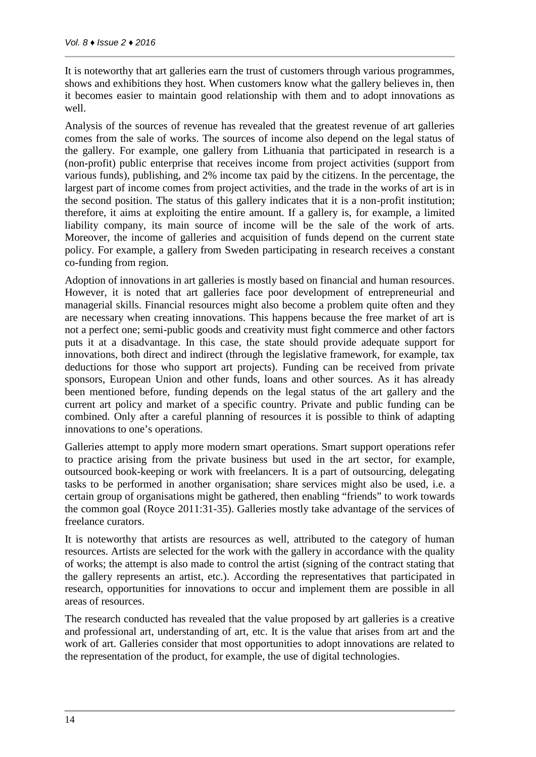It is noteworthy that art galleries earn the trust of customers through various programmes, shows and exhibitions they host. When customers know what the gallery believes in, then it becomes easier to maintain good relationship with them and to adopt innovations as well.

Analysis of the sources of revenue has revealed that the greatest revenue of art galleries comes from the sale of works. The sources of income also depend on the legal status of the gallery. For example, one gallery from Lithuania that participated in research is a (non-profit) public enterprise that receives income from project activities (support from various funds), publishing, and 2% income tax paid by the citizens. In the percentage, the largest part of income comes from project activities, and the trade in the works of art is in the second position. The status of this gallery indicates that it is a non-profit institution; therefore, it aims at exploiting the entire amount. If a gallery is, for example, a limited liability company, its main source of income will be the sale of the work of arts. Moreover, the income of galleries and acquisition of funds depend on the current state policy. For example, a gallery from Sweden participating in research receives a constant co-funding from region.

Adoption of innovations in art galleries is mostly based on financial and human resources. However, it is noted that art galleries face poor development of entrepreneurial and managerial skills. Financial resources might also become a problem quite often and they are necessary when creating innovations. This happens because the free market of art is not a perfect one; semi-public goods and creativity must fight commerce and other factors puts it at a disadvantage. In this case, the state should provide adequate support for innovations, both direct and indirect (through the legislative framework, for example, tax deductions for those who support art projects). Funding can be received from private sponsors, European Union and other funds, loans and other sources. As it has already been mentioned before, funding depends on the legal status of the art gallery and the current art policy and market of a specific country. Private and public funding can be combined. Only after a careful planning of resources it is possible to think of adapting innovations to one's operations.

Galleries attempt to apply more modern smart operations. Smart support operations refer to practice arising from the private business but used in the art sector, for example, outsourced book-keeping or work with freelancers. It is a part of outsourcing, delegating tasks to be performed in another organisation; share services might also be used, i.e. a certain group of organisations might be gathered, then enabling "friends" to work towards the common goal (Royce 2011:31-35). Galleries mostly take advantage of the services of freelance curators.

It is noteworthy that artists are resources as well, attributed to the category of human resources. Artists are selected for the work with the gallery in accordance with the quality of works; the attempt is also made to control the artist (signing of the contract stating that the gallery represents an artist, etc.). According the representatives that participated in research, opportunities for innovations to occur and implement them are possible in all areas of resources.

The research conducted has revealed that the value proposed by art galleries is a creative and professional art, understanding of art, etc. It is the value that arises from art and the work of art. Galleries consider that most opportunities to adopt innovations are related to the representation of the product, for example, the use of digital technologies.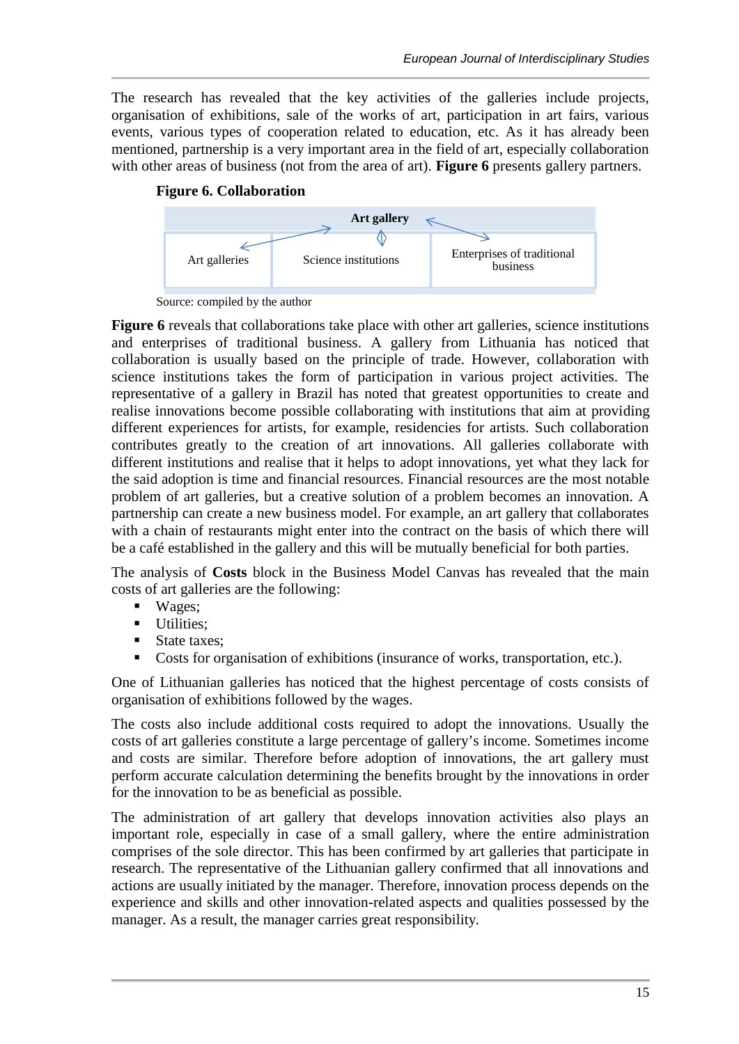The research has revealed that the key activities of the galleries include projects, organisation of exhibitions, sale of the works of art, participation in art fairs, various events, various types of cooperation related to education, etc. As it has already been mentioned, partnership is a very important area in the field of art, especially collaboration with other areas of business (not from the area of art). **Figure 6** presents gallery partners.

**Figure 6. Collaboration**

| Art gallery | | |
|---|---|---|
| Art galleries | Science institutions | Enterprises of traditional business |

Source: compiled by the author

**Figure 6** reveals that collaborations take place with other art galleries, science institutions and enterprises of traditional business. A gallery from Lithuania has noticed that collaboration is usually based on the principle of trade. However, collaboration with science institutions takes the form of participation in various project activities. The representative of a gallery in Brazil has noted that greatest opportunities to create and realise innovations become possible collaborating with institutions that aim at providing different experiences for artists, for example, residencies for artists. Such collaboration contributes greatly to the creation of art innovations. All galleries collaborate with different institutions and realise that it helps to adopt innovations, yet what they lack for the said adoption is time and financial resources. Financial resources are the most notable problem of art galleries, but a creative solution of a problem becomes an innovation. A partnership can create a new business model. For example, an art gallery that collaborates with a chain of restaurants might enter into the contract on the basis of which there will be a café established in the gallery and this will be mutually beneficial for both parties.

The analysis of **Costs** block in the Business Model Canvas has revealed that the main costs of art galleries are the following:

- Wages;
- Utilities;
- State taxes;
- Costs for organisation of exhibitions (insurance of works, transportation, etc.).

One of Lithuanian galleries has noticed that the highest percentage of costs consists of organisation of exhibitions followed by the wages.

The costs also include additional costs required to adopt the innovations. Usually the costs of art galleries constitute a large percentage of gallery's income. Sometimes income and costs are similar. Therefore before adoption of innovations, the art gallery must perform accurate calculation determining the benefits brought by the innovations in order for the innovation to be as beneficial as possible.

The administration of art gallery that develops innovation activities also plays an important role, especially in case of a small gallery, where the entire administration comprises of the sole director. This has been confirmed by art galleries that participate in research. The representative of the Lithuanian gallery confirmed that all innovations and actions are usually initiated by the manager. Therefore, innovation process depends on the experience and skills and other innovation-related aspects and qualities possessed by the manager. As a result, the manager carries great responsibility.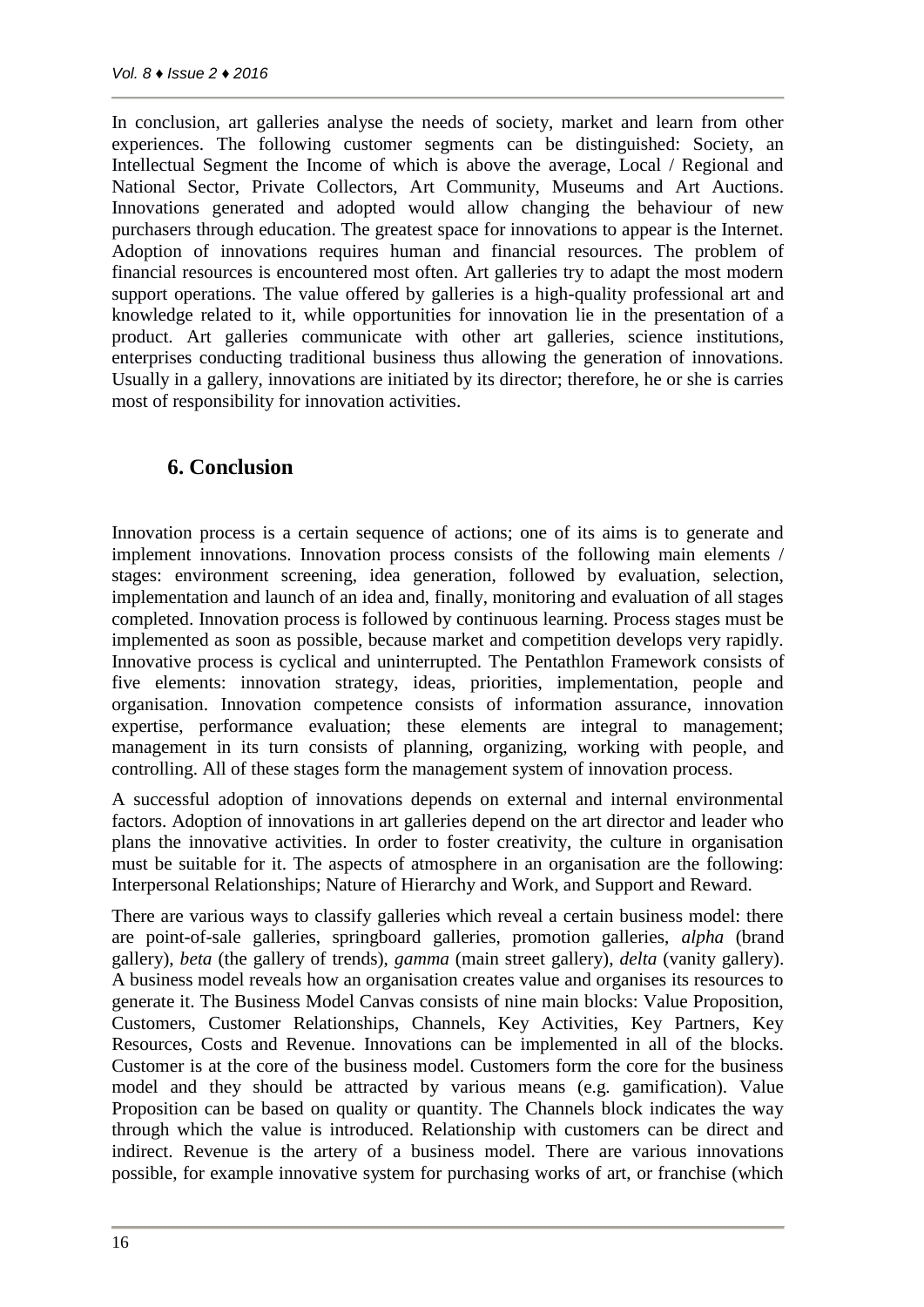In conclusion, art galleries analyse the needs of society, market and learn from other experiences. The following customer segments can be distinguished: Society, an Intellectual Segment the Income of which is above the average, Local / Regional and National Sector, Private Collectors, Art Community, Museums and Art Auctions. Innovations generated and adopted would allow changing the behaviour of new purchasers through education. The greatest space for innovations to appear is the Internet. Adoption of innovations requires human and financial resources. The problem of financial resources is encountered most often. Art galleries try to adapt the most modern support operations. The value offered by galleries is a high-quality professional art and knowledge related to it, while opportunities for innovation lie in the presentation of a product. Art galleries communicate with other art galleries, science institutions, enterprises conducting traditional business thus allowing the generation of innovations. Usually in a gallery, innovations are initiated by its director; therefore, he or she is carries most of responsibility for innovation activities.

## 6. Conclusion

Innovation process is a certain sequence of actions; one of its aims is to generate and implement innovations. Innovation process consists of the following main elements / stages: environment screening, idea generation, followed by evaluation, selection, implementation and launch of an idea and, finally, monitoring and evaluation of all stages completed. Innovation process is followed by continuous learning. Process stages must be implemented as soon as possible, because market and competition develops very rapidly. Innovative process is cyclical and uninterrupted. The Pentathlon Framework consists of five elements: innovation strategy, ideas, priorities, implementation, people and organisation. Innovation competence consists of information assurance, innovation expertise, performance evaluation; these elements are integral to management; management in its turn consists of planning, organizing, working with people, and controlling. All of these stages form the management system of innovation process.

A successful adoption of innovations depends on external and internal environmental factors. Adoption of innovations in art galleries depend on the art director and leader who plans the innovative activities. In order to foster creativity, the culture in organisation must be suitable for it. The aspects of atmosphere in an organisation are the following: Interpersonal Relationships; Nature of Hierarchy and Work, and Support and Reward.

There are various ways to classify galleries which reveal a certain business model: there are point-of-sale galleries, springboard galleries, promotion galleries, *alpha* (brand gallery), *beta* (the gallery of trends), *gamma* (main street gallery), *delta* (vanity gallery). A business model reveals how an organisation creates value and organises its resources to generate it. The Business Model Canvas consists of nine main blocks: Value Proposition, Customers, Customer Relationships, Channels, Key Activities, Key Partners, Key Resources, Costs and Revenue. Innovations can be implemented in all of the blocks. Customer is at the core of the business model. Customers form the core for the business model and they should be attracted by various means (e.g. gamification). Value Proposition can be based on quality or quantity. The Channels block indicates the way through which the value is introduced. Relationship with customers can be direct and indirect. Revenue is the artery of a business model. There are various innovations possible, for example innovative system for purchasing works of art, or franchise (which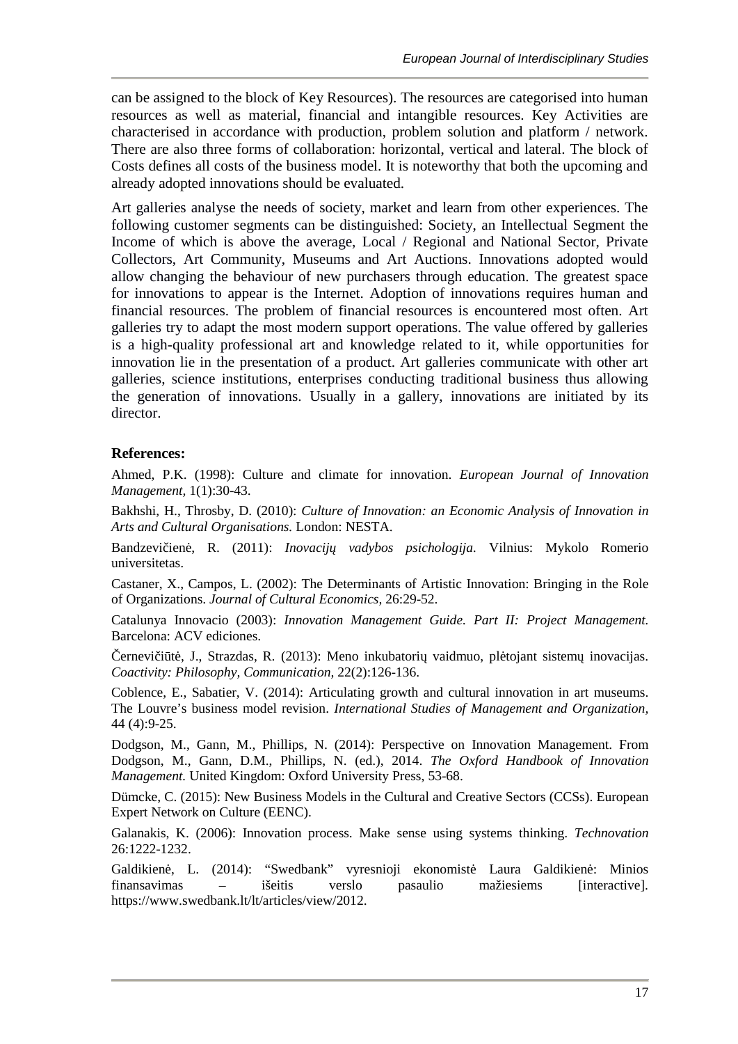can be assigned to the block of Key Resources). The resources are categorised into human resources as well as material, financial and intangible resources. Key Activities are characterised in accordance with production, problem solution and platform / network. There are also three forms of collaboration: horizontal, vertical and lateral. The block of Costs defines all costs of the business model. It is noteworthy that both the upcoming and already adopted innovations should be evaluated.

Art galleries analyse the needs of society, market and learn from other experiences. The following customer segments can be distinguished: Society, an Intellectual Segment the Income of which is above the average, Local / Regional and National Sector, Private Collectors, Art Community, Museums and Art Auctions. Innovations adopted would allow changing the behaviour of new purchasers through education. The greatest space for innovations to appear is the Internet. Adoption of innovations requires human and financial resources. The problem of financial resources is encountered most often. Art galleries try to adapt the most modern support operations. The value offered by galleries is a high-quality professional art and knowledge related to it, while opportunities for innovation lie in the presentation of a product. Art galleries communicate with other art galleries, science institutions, enterprises conducting traditional business thus allowing the generation of innovations. Usually in a gallery, innovations are initiated by its director.

**References:**

Ahmed, P.K. (1998): Culture and climate for innovation. *European Journal of Innovation Management*, 1(1):30-43.

Bakhshi, H., Throsby, D. (2010): *Culture of Innovation: an Economic Analysis of Innovation in Arts and Cultural Organisations.* London: NESTA.

Bandzevičienė, R. (2011): *Inovacijų vadybos psichologija.* Vilnius: Mykolo Romerio universitetas.

Castaner, X., Campos, L. (2002): The Determinants of Artistic Innovation: Bringing in the Role of Organizations. *Journal of Cultural Economics,* 26:29-52.

Catalunya Innovacio (2003): *Innovation Management Guide. Part II: Project Management.* Barcelona: ACV ediciones.

Černevičiūtė, J., Strazdas, R. (2013): Meno inkubatorių vaidmuo, plėtojant sistemų inovacijas. *Coactivity: Philosophy, Communication,* 22(2):126-136.

Coblence, E., Sabatier, V. (2014): Articulating growth and cultural innovation in art museums. The Louvre's business model revision. *International Studies of Management and Organization,* 44 (4):9-25.

Dodgson, M., Gann, M., Phillips, N. (2014): Perspective on Innovation Management. From Dodgson, M., Gann, D.M., Phillips, N. (ed.), 2014. *The Oxford Handbook of Innovation Management.* United Kingdom: Oxford University Press, 53-68.

Dümcke, C. (2015): New Business Models in the Cultural and Creative Sectors (CCSs). European Expert Network on Culture (EENC).

Galanakis, K. (2006): Innovation process. Make sense using systems thinking. *Technovation* 26:1222-1232.

Galdikienė, L. (2014): "Swedbank" vyresnioji ekonomistė Laura Galdikienė: Minios finansavimas – išeitis verslo pasaulio mažiesiems [interactive]. https://www.swedbank.lt/lt/articles/view/2012.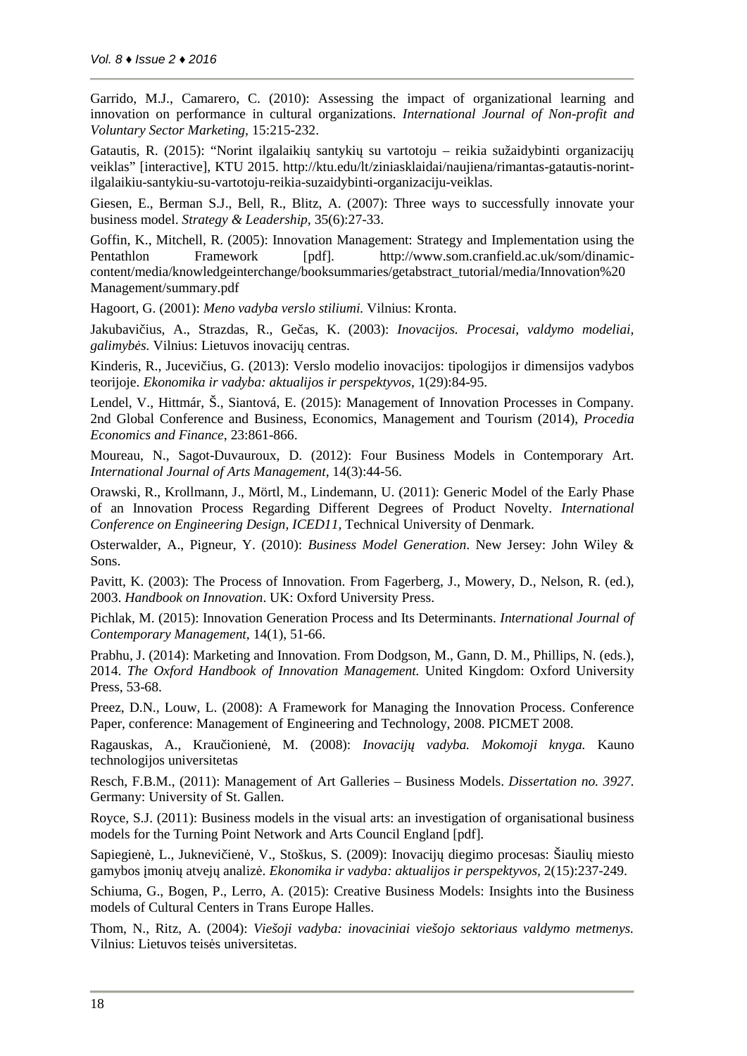Garrido, M.J., Camarero, C. (2010): Assessing the impact of organizational learning and innovation on performance in cultural organizations. *International Journal of Non-profit and Voluntary Sector Marketing*, 15:215-232.

Gatautis, R. (2015): "Norint ilgalaikių santykių su vartotoju – reikia sužaidybinti organizacijų veiklas" [interactive], KTU 2015. http://ktu.edu/lt/ziniasklaidai/naujiena/rimantas-gatautis-norint-ilgalaikiu-santykiu-su-vartotoju-reikia-suzaidybinti-organizaciju-veiklas.

Giesen, E., Berman S.J., Bell, R., Blitz, A. (2007): Three ways to successfully innovate your business model. *Strategy & Leadership*, 35(6):27-33.

Goffin, K., Mitchell, R. (2005): Innovation Management: Strategy and Implementation using the Pentathlon Framework [pdf]. http://www.som.cranfield.ac.uk/som/dinamic-content/media/knowledgeinterchange/booksummaries/getabstract_tutorial/media/Innovation%20 Management/summary.pdf

Hagoort, G. (2001): *Meno vadyba verslo stiliumi.* Vilnius: Kronta.

Jakubavičius, A., Strazdas, R., Gečas, K. (2003): *Inovacijos. Procesai, valdymo modeliai, galimybės.* Vilnius: Lietuvos inovacijų centras.

Kinderis, R., Jucevičius, G. (2013): Verslo modelio inovacijos: tipologijos ir dimensijos vadybos teorijoje. *Ekonomika ir vadyba: aktualijos ir perspektyvos*, 1(29):84-95.

Lendel, V., Hittmár, Š., Siantová, E. (2015): Management of Innovation Processes in Company. 2nd Global Conference and Business, Economics, Management and Tourism (2014), *Procedia Economics and Finance*, 23:861-866.

Moureau, N., Sagot-Duvauroux, D. (2012): Four Business Models in Contemporary Art. *International Journal of Arts Management*, 14(3):44-56.

Orawski, R., Krollmann, J., Mörtl, M., Lindemann, U. (2011): Generic Model of the Early Phase of an Innovation Process Regarding Different Degrees of Product Novelty. *International Conference on Engineering Design, ICED11*, Technical University of Denmark.

Osterwalder, A., Pigneur, Y. (2010): *Business Model Generation*. New Jersey: John Wiley & Sons.

Pavitt, K. (2003): The Process of Innovation. From Fagerberg, J., Mowery, D., Nelson, R. (ed.), 2003. *Handbook on Innovation*. UK: Oxford University Press.

Pichlak, M. (2015): Innovation Generation Process and Its Determinants. *International Journal of Contemporary Management*, 14(1), 51-66.

Prabhu, J. (2014): Marketing and Innovation. From Dodgson, M., Gann, D. M., Phillips, N. (eds.), 2014. *The Oxford Handbook of Innovation Management.* United Kingdom: Oxford University Press, 53-68.

Preez, D.N., Louw, L. (2008): A Framework for Managing the Innovation Process. Conference Paper, conference: Management of Engineering and Technology, 2008. PICMET 2008.

Ragauskas, A., Kraučionienė, M. (2008): *Inovacijų vadyba. Mokomoji knyga.* Kauno technologijos universitetas

Resch, F.B.M., (2011): Management of Art Galleries – Business Models. *Dissertation no. 3927.* Germany: University of St. Gallen.

Royce, S.J. (2011): Business models in the visual arts: an investigation of organisational business models for the Turning Point Network and Arts Council England [pdf].

Sapiegienė, L., Juknevičienė, V., Stoškus, S. (2009): Inovacijų diegimo procesas: Šiaulių miesto gamybos įmonių atvejų analizė. *Ekonomika ir vadyba: aktualijos ir perspektyvos,* 2(15):237-249.

Schiuma, G., Bogen, P., Lerro, A. (2015): Creative Business Models: Insights into the Business models of Cultural Centers in Trans Europe Halles.

Thom, N., Ritz, A. (2004): *Viešoji vadyba: inovaciniai viešojo sektoriaus valdymo metmenys.* Vilnius: Lietuvos teisės universitetas.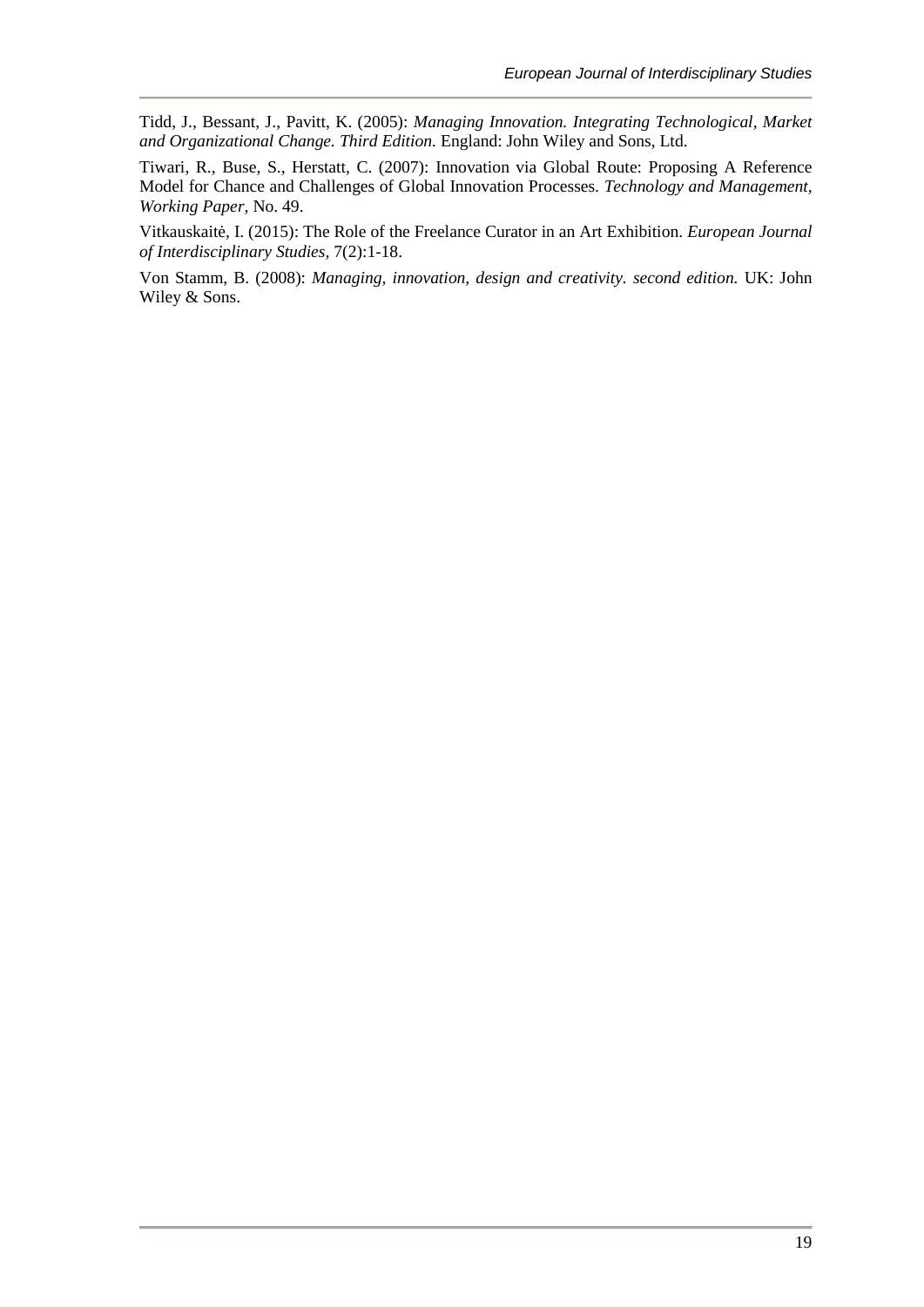Tidd, J., Bessant, J., Pavitt, K. (2005): *Managing Innovation. Integrating Technological, Market and Organizational Change. Third Edition.* England: John Wiley and Sons, Ltd.

Tiwari, R., Buse, S., Herstatt, C. (2007): Innovation via Global Route: Proposing A Reference Model for Chance and Challenges of Global Innovation Processes. *Technology and Management, Working Paper,* No. 49.

Vitkauskaitė, I. (2015): The Role of the Freelance Curator in an Art Exhibition. *European Journal of Interdisciplinary Studies,* 7(2):1-18.

Von Stamm, B. (2008): *Managing, innovation, design and creativity. second edition.* UK: John Wiley & Sons.